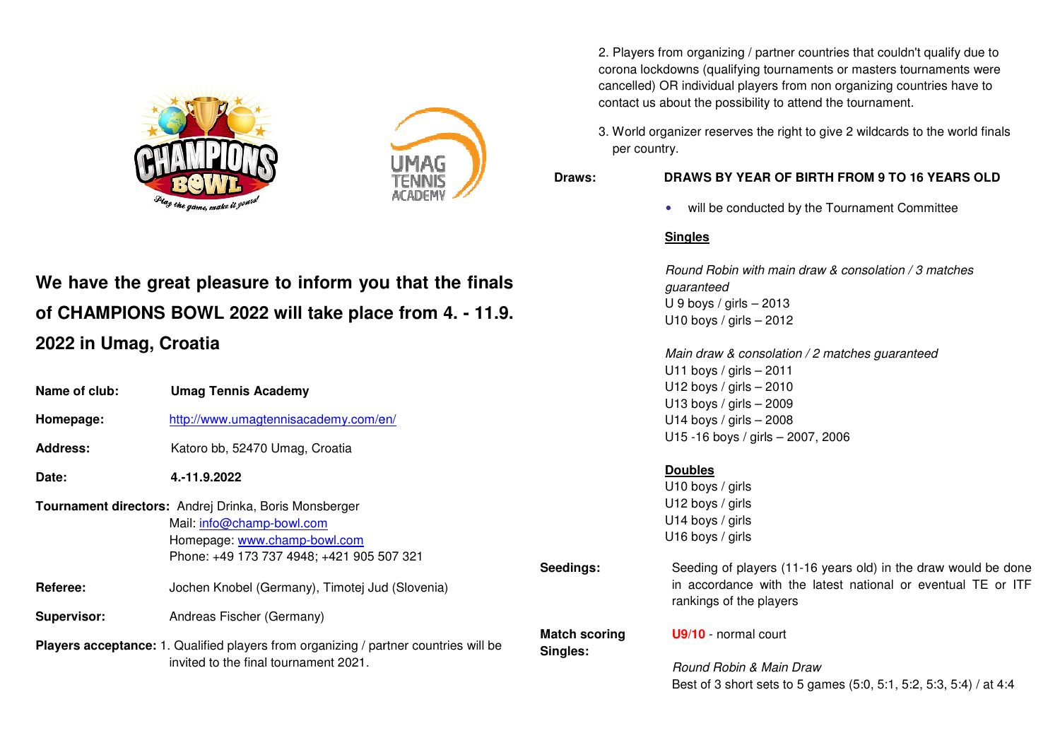## We have the great pleasure to inform you that the finals of CHAMPIONS BOWL 2022 will take place from 4. - 11.9. 2022 in Umag, Croatia

**Name of club:** **Umag Tennis Academy**

**Homepage:** http://www.umagtennisacademy.com/en/

**Address:** Katoro bb, 52470 Umag, Croatia

**Date:** **4.-11.9.2022**

**Tournament directors:** Andrej Drinka, Boris Monsberger
Mail: info@champ-bowl.com
Homepage: www.champ-bowl.com
Phone: +49 173 737 4948; +421 905 507 321

**Referee:** Jochen Knobel (Germany), Timotej Jud (Slovenia)

**Supervisor:** Andreas Fischer (Germany)

**Players acceptance:**

1. Qualified players from organizing / partner countries will be invited to the final tournament 2021.
2. Players from organizing / partner countries that couldn't qualify due to corona lockdowns (qualifying tournaments or masters tournaments were cancelled) OR individual players from non organizing countries have to contact us about the possibility to attend the tournament.
3. World organizer reserves the right to give 2 wildcards to the world finals per country.

**Draws:** **DRAWS BY YEAR OF BIRTH FROM 9 TO 16 YEARS OLD**

- will be conducted by the Tournament Committee

**Singles**

*Round Robin with main draw & consolation / 3 matches guaranteed*
U 9 boys / girls – 2013
U10 boys / girls – 2012

*Main draw & consolation / 2 matches guaranteed*
U11 boys / girls – 2011
U12 boys / girls – 2010
U13 boys / girls – 2009
U14 boys / girls – 2008
U15 -16 boys / girls – 2007, 2006

**Doubles**
U10 boys / girls
U12 boys / girls
U14 boys / girls
U16 boys / girls

**Seedings:** Seeding of players (11-16 years old) in the draw would be done in accordance with the latest national or eventual TE or ITF rankings of the players

**Match scoring Singles:**

**U9/10** - normal court

*Round Robin & Main Draw*
Best of 3 short sets to 5 games (5:0, 5:1, 5:2, 5:3, 5:4) / at 4:4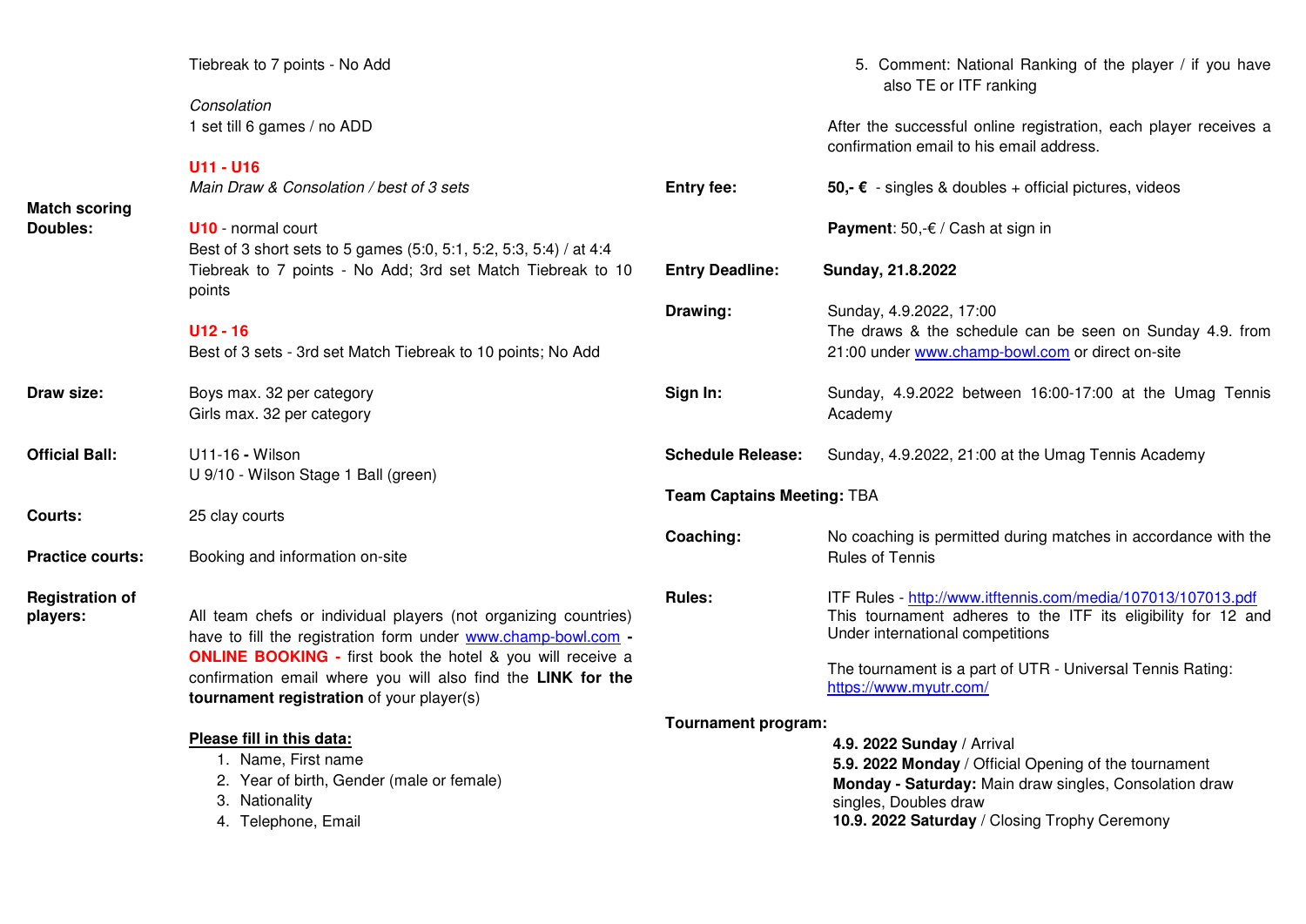Tiebreak to 7 points - No Add

*Consolation*
1 set till 6 games / no ADD

**U11 - U16**
*Main Draw & Consolation / best of 3 sets*

**Match scoring Doubles:**

**U10** - normal court
Best of 3 short sets to 5 games (5:0, 5:1, 5:2, 5:3, 5:4) / at 4:4 Tiebreak to 7 points - No Add; 3rd set Match Tiebreak to 10 points

**U12 - 16**
Best of 3 sets - 3rd set Match Tiebreak to 10 points; No Add

**Draw size:** Boys max. 32 per category
Girls max. 32 per category

**Official Ball:** U11-16 **-** Wilson
U 9/10 - Wilson Stage 1 Ball (green)

**Courts:** 25 clay courts

**Practice courts:** Booking and information on-site

**Registration of players:**

All team chefs or individual players (not organizing countries) have to fill the registration form under www.champ-bowl.com **- ONLINE BOOKING -** first book the hotel & you will receive a confirmation email where you will also find the **LINK for the tournament registration** of your player(s)

**Please fill in this data:**

1. Name, First name
2. Year of birth, Gender (male or female)
3. Nationality
4. Telephone, Email
5. Comment: National Ranking of the player / if you have also TE or ITF ranking

After the successful online registration, each player receives a confirmation email to his email address.

**Entry fee:** **50,- €** - singles & doubles + official pictures, videos

**Payment**: 50,-€ / Cash at sign in

**Entry Deadline:** **Sunday, 21.8.2022**

**Drawing:** Sunday, 4.9.2022, 17:00
The draws & the schedule can be seen on Sunday 4.9. from 21:00 under www.champ-bowl.com or direct on-site

**Sign In:** Sunday, 4.9.2022 between 16:00-17:00 at the Umag Tennis Academy

**Schedule Release:** Sunday, 4.9.2022, 21:00 at the Umag Tennis Academy

**Team Captains Meeting:** TBA

**Coaching:** No coaching is permitted during matches in accordance with the Rules of Tennis

**Rules:** ITF Rules - http://www.itftennis.com/media/107013/107013.pdf
This tournament adheres to the ITF its eligibility for 12 and Under international competitions

The tournament is a part of UTR - Universal Tennis Rating: https://www.myutr.com/

**Tournament program:**

**4.9. 2022 Sunday** / Arrival
**5.9. 2022 Monday** / Official Opening of the tournament
**Monday - Saturday:** Main draw singles, Consolation draw singles, Doubles draw
**10.9. 2022 Saturday** / Closing Trophy Ceremony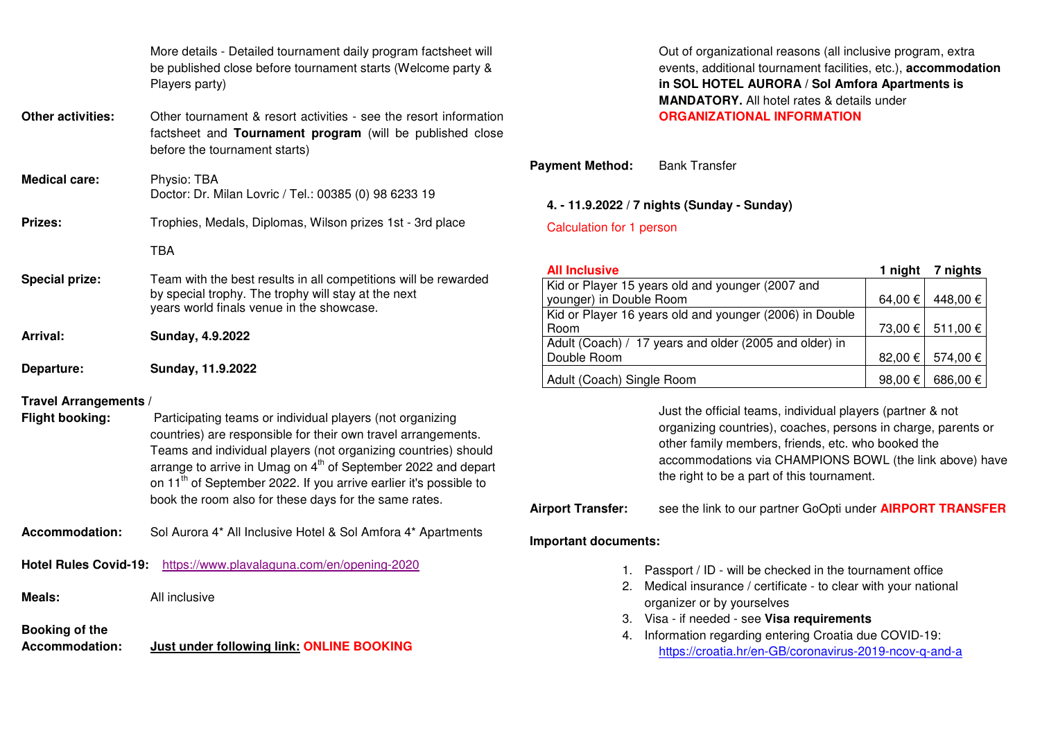More details - Detailed tournament daily program factsheet will be published close before tournament starts (Welcome party & Players party)

**Other activities:** Other tournament & resort activities - see the resort information factsheet and **Tournament program** (will be published close before the tournament starts)

**Medical care:** Physio: TBA
Doctor: Dr. Milan Lovric / Tel.: 00385 (0) 98 6233 19

**Prizes:** Trophies, Medals, Diplomas, Wilson prizes 1st - 3rd place

TBA

**Special prize:** Team with the best results in all competitions will be rewarded by special trophy. The trophy will stay at the next years world finals venue in the showcase.

**Arrival:** **Sunday, 4.9.2022**

**Departure:** **Sunday, 11.9.2022**

**Travel Arrangements / Flight booking:** Participating teams or individual players (not organizing countries) are responsible for their own travel arrangements. Teams and individual players (not organizing countries) should arrange to arrive in Umag on 4th of September 2022 and depart on 11th of September 2022. If you arrive earlier it's possible to book the room also for these days for the same rates.

**Accommodation:** Sol Aurora 4* All Inclusive Hotel & Sol Amfora 4* Apartments

**Hotel Rules Covid-19:** https://www.plavalaguna.com/en/opening-2020

**Meals:** All inclusive

**Booking of the Accommodation:** **Just under following link: ONLINE BOOKING**

Out of organizational reasons (all inclusive program, extra events, additional tournament facilities, etc.), **accommodation in SOL HOTEL AURORA / Sol Amfora Apartments is MANDATORY.** All hotel rates & details under **ORGANIZATIONAL INFORMATION**

**Payment Method:** Bank Transfer

**4. - 11.9.2022 / 7 nights (Sunday - Sunday)**

Calculation for 1 person

| **All Inclusive** | **1 night** | **7 nights** |
|---|---|---|
| Kid or Player 15 years old and younger (2007 and younger) in Double Room | 64,00 € | 448,00 € |
| Kid or Player 16 years old and younger (2006) in Double Room | 73,00 € | 511,00 € |
| Adult (Coach) / 17 years and older (2005 and older) in Double Room | 82,00 € | 574,00 € |
| Adult (Coach) Single Room | 98,00 € | 686,00 € |

Just the official teams, individual players (partner & not organizing countries), coaches, persons in charge, parents or other family members, friends, etc. who booked the accommodations via CHAMPIONS BOWL (the link above) have the right to be a part of this tournament.

**Airport Transfer:** see the link to our partner GoOpti under **AIRPORT TRANSFER**

**Important documents:**

1. Passport / ID - will be checked in the tournament office
2. Medical insurance / certificate - to clear with your national organizer or by yourselves
3. Visa - if needed - see **Visa requirements**
4. Information regarding entering Croatia due COVID-19: https://croatia.hr/en-GB/coronavirus-2019-ncov-q-and-a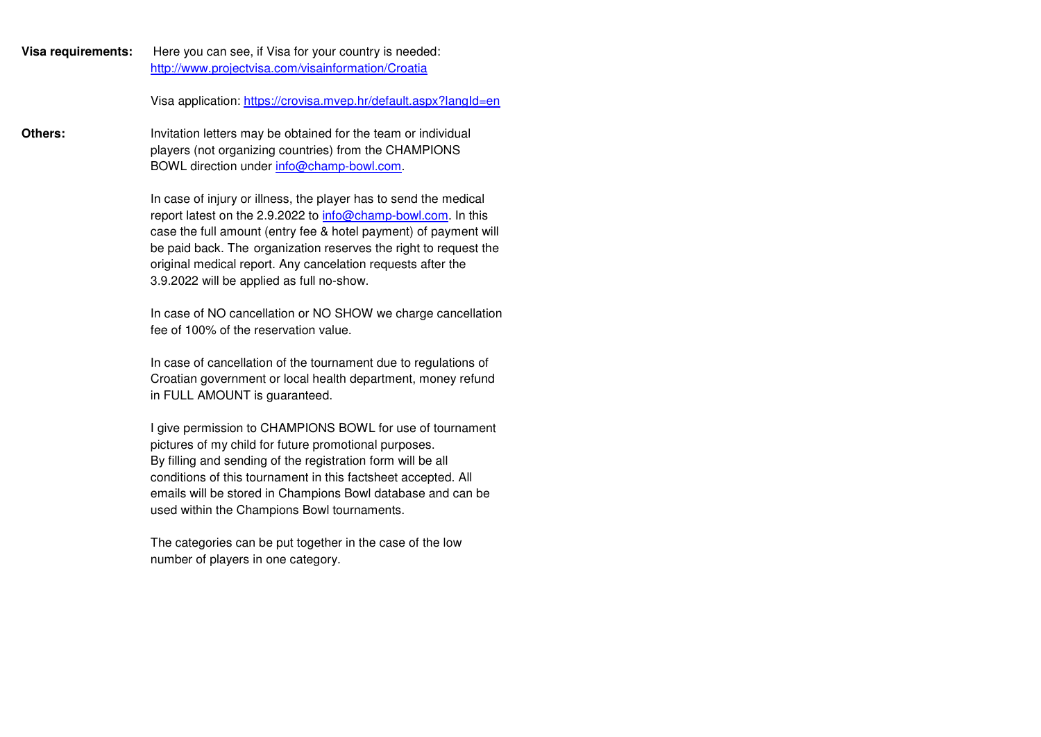**Visa requirements:** Here you can see, if Visa for your country is needed: http://www.projectvisa.com/visainformation/Croatia

Visa application: https://crovisa.mvep.hr/default.aspx?langId=en

**Others:** Invitation letters may be obtained for the team or individual players (not organizing countries) from the CHAMPIONS BOWL direction under info@champ-bowl.com.

In case of injury or illness, the player has to send the medical report latest on the 2.9.2022 to info@champ-bowl.com. In this case the full amount (entry fee & hotel payment) of payment will be paid back. The organization reserves the right to request the original medical report. Any cancelation requests after the 3.9.2022 will be applied as full no-show.

In case of NO cancellation or NO SHOW we charge cancellation fee of 100% of the reservation value.

In case of cancellation of the tournament due to regulations of Croatian government or local health department, money refund in FULL AMOUNT is guaranteed.

I give permission to CHAMPIONS BOWL for use of tournament pictures of my child for future promotional purposes.
By filling and sending of the registration form will be all conditions of this tournament in this factsheet accepted. All emails will be stored in Champions Bowl database and can be used within the Champions Bowl tournaments.

The categories can be put together in the case of the low number of players in one category.